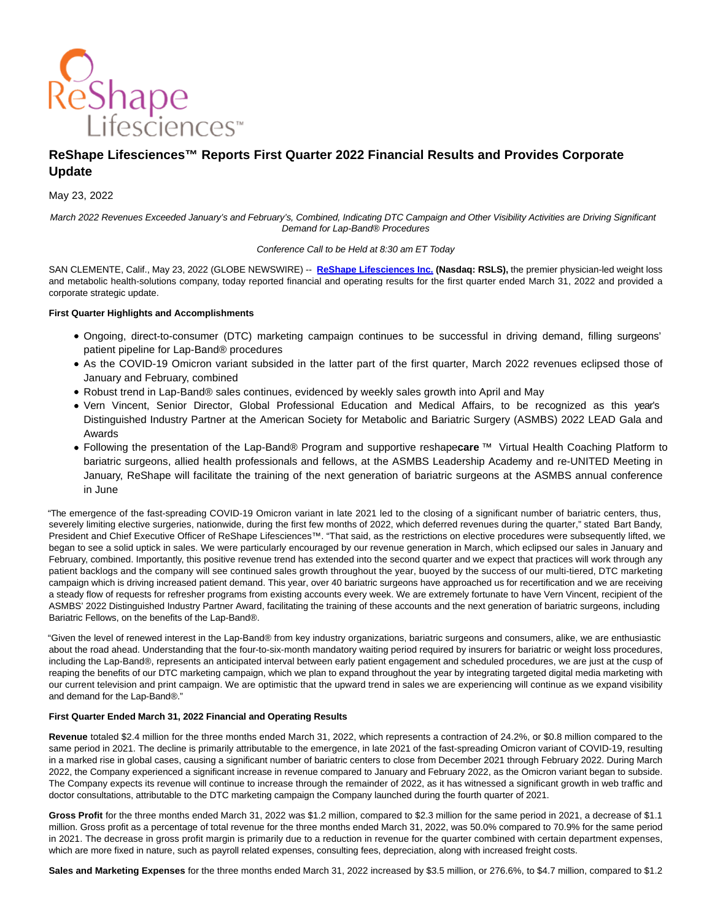# ReShape Lifesciences™ Reports First Quarter 2022 Financial Results and Provides Corporate Update

May 23, 2022

*March 2022 Revenues Exceeded January's and February's, Combined, Indicating DTC Campaign and Other Visibility Activities are Driving Significant Demand for Lap-Band® Procedures*

*Conference Call to be Held at 8:30 am ET Today*

SAN CLEMENTE, Calif., May 23, 2022 (GLOBE NEWSWIRE) -- **ReShape Lifesciences Inc. (Nasdaq: RSLS),** the premier physician-led weight loss and metabolic health-solutions company, today reported financial and operating results for the first quarter ended March 31, 2022 and provided a corporate strategic update.

**First Quarter Highlights and Accomplishments**

- Ongoing, direct-to-consumer (DTC) marketing campaign continues to be successful in driving demand, filling surgeons' patient pipeline for Lap-Band® procedures
- As the COVID-19 Omicron variant subsided in the latter part of the first quarter, March 2022 revenues eclipsed those of January and February, combined
- Robust trend in Lap-Band® sales continues, evidenced by weekly sales growth into April and May
- Vern Vincent, Senior Director, Global Professional Education and Medical Affairs, to be recognized as this year's Distinguished Industry Partner at the American Society for Metabolic and Bariatric Surgery (ASMBS) 2022 LEAD Gala and Awards
- Following the presentation of the Lap-Band® Program and supportive reshape**care** ™ Virtual Health Coaching Platform to bariatric surgeons, allied health professionals and fellows, at the ASMBS Leadership Academy and re-UNITED Meeting in January, ReShape will facilitate the training of the next generation of bariatric surgeons at the ASMBS annual conference in June

"The emergence of the fast-spreading COVID-19 Omicron variant in late 2021 led to the closing of a significant number of bariatric centers, thus, severely limiting elective surgeries, nationwide, during the first few months of 2022, which deferred revenues during the quarter," stated Bart Bandy, President and Chief Executive Officer of ReShape Lifesciences™. "That said, as the restrictions on elective procedures were subsequently lifted, we began to see a solid uptick in sales. We were particularly encouraged by our revenue generation in March, which eclipsed our sales in January and February, combined. Importantly, this positive revenue trend has extended into the second quarter and we expect that practices will work through any patient backlogs and the company will see continued sales growth throughout the year, buoyed by the success of our multi-tiered, DTC marketing campaign which is driving increased patient demand. This year, over 40 bariatric surgeons have approached us for recertification and we are receiving a steady flow of requests for refresher programs from existing accounts every week. We are extremely fortunate to have Vern Vincent, recipient of the ASMBS' 2022 Distinguished Industry Partner Award, facilitating the training of these accounts and the next generation of bariatric surgeons, including Bariatric Fellows, on the benefits of the Lap-Band®.

"Given the level of renewed interest in the Lap-Band® from key industry organizations, bariatric surgeons and consumers, alike, we are enthusiastic about the road ahead. Understanding that the four-to-six-month mandatory waiting period required by insurers for bariatric or weight loss procedures, including the Lap-Band®, represents an anticipated interval between early patient engagement and scheduled procedures, we are just at the cusp of reaping the benefits of our DTC marketing campaign, which we plan to expand throughout the year by integrating targeted digital media marketing with our current television and print campaign. We are optimistic that the upward trend in sales we are experiencing will continue as we expand visibility and demand for the Lap-Band®."

**First Quarter Ended March 31, 2022 Financial and Operating Results**

**Revenue** totaled $2.4 million for the three months ended March 31, 2022, which represents a contraction of 24.2%, or $0.8 million compared to the same period in 2021. The decline is primarily attributable to the emergence, in late 2021 of the fast-spreading Omicron variant of COVID-19, resulting in a marked rise in global cases, causing a significant number of bariatric centers to close from December 2021 through February 2022. During March 2022, the Company experienced a significant increase in revenue compared to January and February 2022, as the Omicron variant began to subside. The Company expects its revenue will continue to increase through the remainder of 2022, as it has witnessed a significant growth in web traffic and doctor consultations, attributable to the DTC marketing campaign the Company launched during the fourth quarter of 2021.

**Gross Profit** for the three months ended March 31, 2022 was $1.2 million, compared to $2.3 million for the same period in 2021, a decrease of $1.1 million. Gross profit as a percentage of total revenue for the three months ended March 31, 2022, was 50.0% compared to 70.9% for the same period in 2021. The decrease in gross profit margin is primarily due to a reduction in revenue for the quarter combined with certain department expenses, which are more fixed in nature, such as payroll related expenses, consulting fees, depreciation, along with increased freight costs.

**Sales and Marketing Expenses** for the three months ended March 31, 2022 increased by $3.5 million, or 276.6%, to $4.7 million, compared to $1.2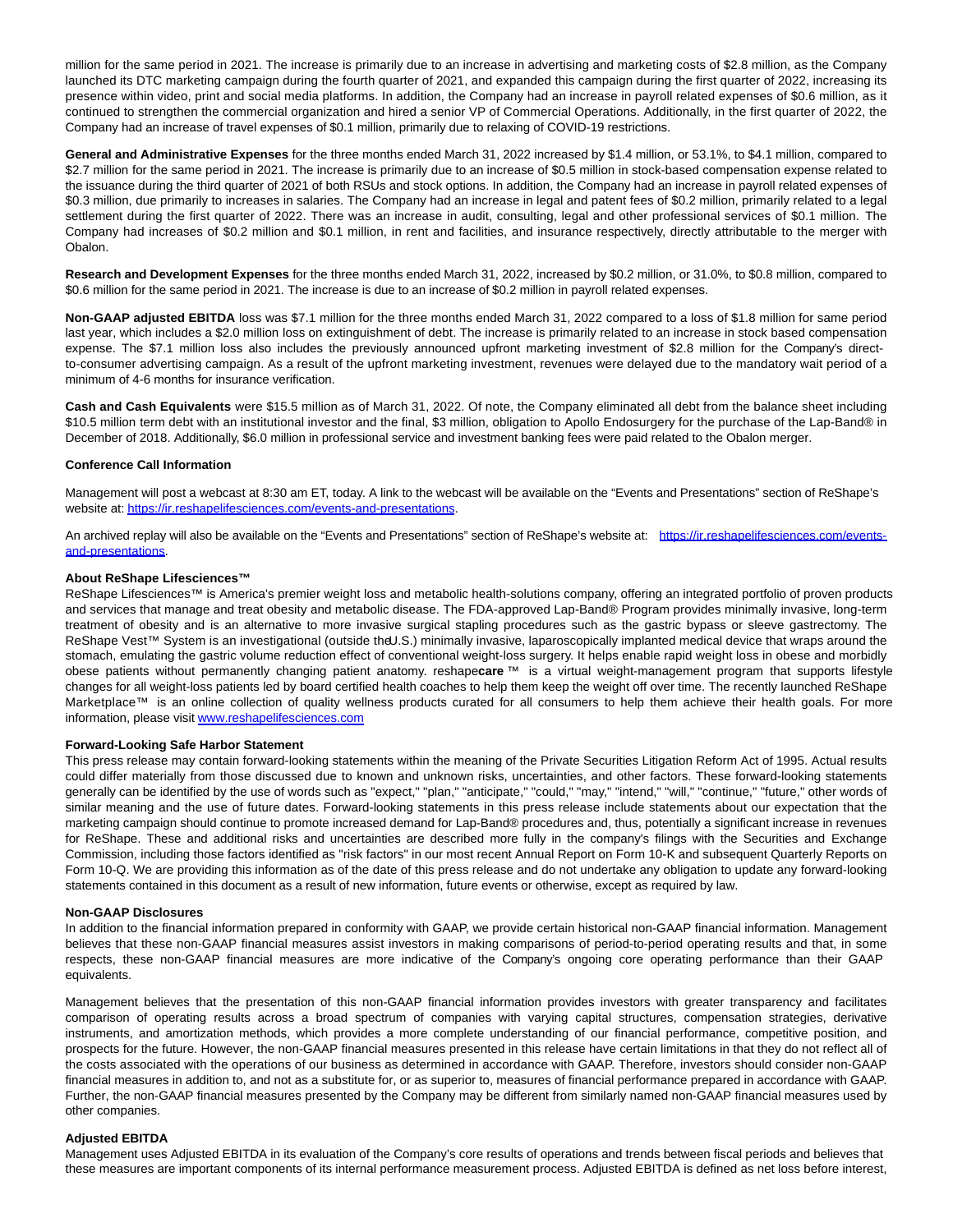million for the same period in 2021. The increase is primarily due to an increase in advertising and marketing costs of $2.8 million, as the Company launched its DTC marketing campaign during the fourth quarter of 2021, and expanded this campaign during the first quarter of 2022, increasing its presence within video, print and social media platforms. In addition, the Company had an increase in payroll related expenses of $0.6 million, as it continued to strengthen the commercial organization and hired a senior VP of Commercial Operations. Additionally, in the first quarter of 2022, the Company had an increase of travel expenses of $0.1 million, primarily due to relaxing of COVID-19 restrictions.

**General and Administrative Expenses** for the three months ended March 31, 2022 increased by $1.4 million, or 53.1%, to $4.1 million, compared to $2.7 million for the same period in 2021. The increase is primarily due to an increase of $0.5 million in stock-based compensation expense related to the issuance during the third quarter of 2021 of both RSUs and stock options. In addition, the Company had an increase in payroll related expenses of $0.3 million, due primarily to increases in salaries. The Company had an increase in legal and patent fees of $0.2 million, primarily related to a legal settlement during the first quarter of 2022. There was an increase in audit, consulting, legal and other professional services of $0.1 million. The Company had increases of $0.2 million and $0.1 million, in rent and facilities, and insurance respectively, directly attributable to the merger with Obalon.

**Research and Development Expenses** for the three months ended March 31, 2022, increased by $0.2 million, or 31.0%, to $0.8 million, compared to $0.6 million for the same period in 2021. The increase is due to an increase of $0.2 million in payroll related expenses.

**Non-GAAP adjusted EBITDA** loss was $7.1 million for the three months ended March 31, 2022 compared to a loss of $1.8 million for same period last year, which includes a $2.0 million loss on extinguishment of debt. The increase is primarily related to an increase in stock based compensation expense. The $7.1 million loss also includes the previously announced upfront marketing investment of $2.8 million for the Company's direct-to-consumer advertising campaign. As a result of the upfront marketing investment, revenues were delayed due to the mandatory wait period of a minimum of 4-6 months for insurance verification.

**Cash and Cash Equivalents** were $15.5 million as of March 31, 2022. Of note, the Company eliminated all debt from the balance sheet including $10.5 million term debt with an institutional investor and the final, $3 million, obligation to Apollo Endosurgery for the purchase of the Lap-Band® in December of 2018. Additionally, $6.0 million in professional service and investment banking fees were paid related to the Obalon merger.

**Conference Call Information**

Management will post a webcast at 8:30 am ET, today. A link to the webcast will be available on the "Events and Presentations" section of ReShape's website at: https://ir.reshapelifesciences.com/events-and-presentations.

An archived replay will also be available on the "Events and Presentations" section of ReShape's website at: https://ir.reshapelifesciences.com/events-and-presentations.

**About ReShape Lifesciences™**

ReShape Lifesciences™ is America's premier weight loss and metabolic health-solutions company, offering an integrated portfolio of proven products and services that manage and treat obesity and metabolic disease. The FDA-approved Lap-Band® Program provides minimally invasive, long-term treatment of obesity and is an alternative to more invasive surgical stapling procedures such as the gastric bypass or sleeve gastrectomy. The ReShape Vest™ System is an investigational (outside the U.S.) minimally invasive, laparoscopically implanted medical device that wraps around the stomach, emulating the gastric volume reduction effect of conventional weight-loss surgery. It helps enable rapid weight loss in obese and morbidly obese patients without permanently changing patient anatomy. reshape**care** ™ is a virtual weight-management program that supports lifestyle changes for all weight-loss patients led by board certified health coaches to help them keep the weight off over time. The recently launched ReShape Marketplace™ is an online collection of quality wellness products curated for all consumers to help them achieve their health goals. For more information, please visit www.reshapelifesciences.com

**Forward-Looking Safe Harbor Statement**

This press release may contain forward-looking statements within the meaning of the Private Securities Litigation Reform Act of 1995. Actual results could differ materially from those discussed due to known and unknown risks, uncertainties, and other factors. These forward-looking statements generally can be identified by the use of words such as "expect," "plan," "anticipate," "could," "may," "intend," "will," "continue," "future," other words of similar meaning and the use of future dates. Forward-looking statements in this press release include statements about our expectation that the marketing campaign should continue to promote increased demand for Lap-Band® procedures and, thus, potentially a significant increase in revenues for ReShape. These and additional risks and uncertainties are described more fully in the company's filings with the Securities and Exchange Commission, including those factors identified as "risk factors" in our most recent Annual Report on Form 10-K and subsequent Quarterly Reports on Form 10-Q. We are providing this information as of the date of this press release and do not undertake any obligation to update any forward-looking statements contained in this document as a result of new information, future events or otherwise, except as required by law.

**Non-GAAP Disclosures**

In addition to the financial information prepared in conformity with GAAP, we provide certain historical non-GAAP financial information. Management believes that these non-GAAP financial measures assist investors in making comparisons of period-to-period operating results and that, in some respects, these non-GAAP financial measures are more indicative of the Company's ongoing core operating performance than their GAAP equivalents.

Management believes that the presentation of this non-GAAP financial information provides investors with greater transparency and facilitates comparison of operating results across a broad spectrum of companies with varying capital structures, compensation strategies, derivative instruments, and amortization methods, which provides a more complete understanding of our financial performance, competitive position, and prospects for the future. However, the non-GAAP financial measures presented in this release have certain limitations in that they do not reflect all of the costs associated with the operations of our business as determined in accordance with GAAP. Therefore, investors should consider non-GAAP financial measures in addition to, and not as a substitute for, or as superior to, measures of financial performance prepared in accordance with GAAP. Further, the non-GAAP financial measures presented by the Company may be different from similarly named non-GAAP financial measures used by other companies.

**Adjusted EBITDA**

Management uses Adjusted EBITDA in its evaluation of the Company's core results of operations and trends between fiscal periods and believes that these measures are important components of its internal performance measurement process. Adjusted EBITDA is defined as net loss before interest,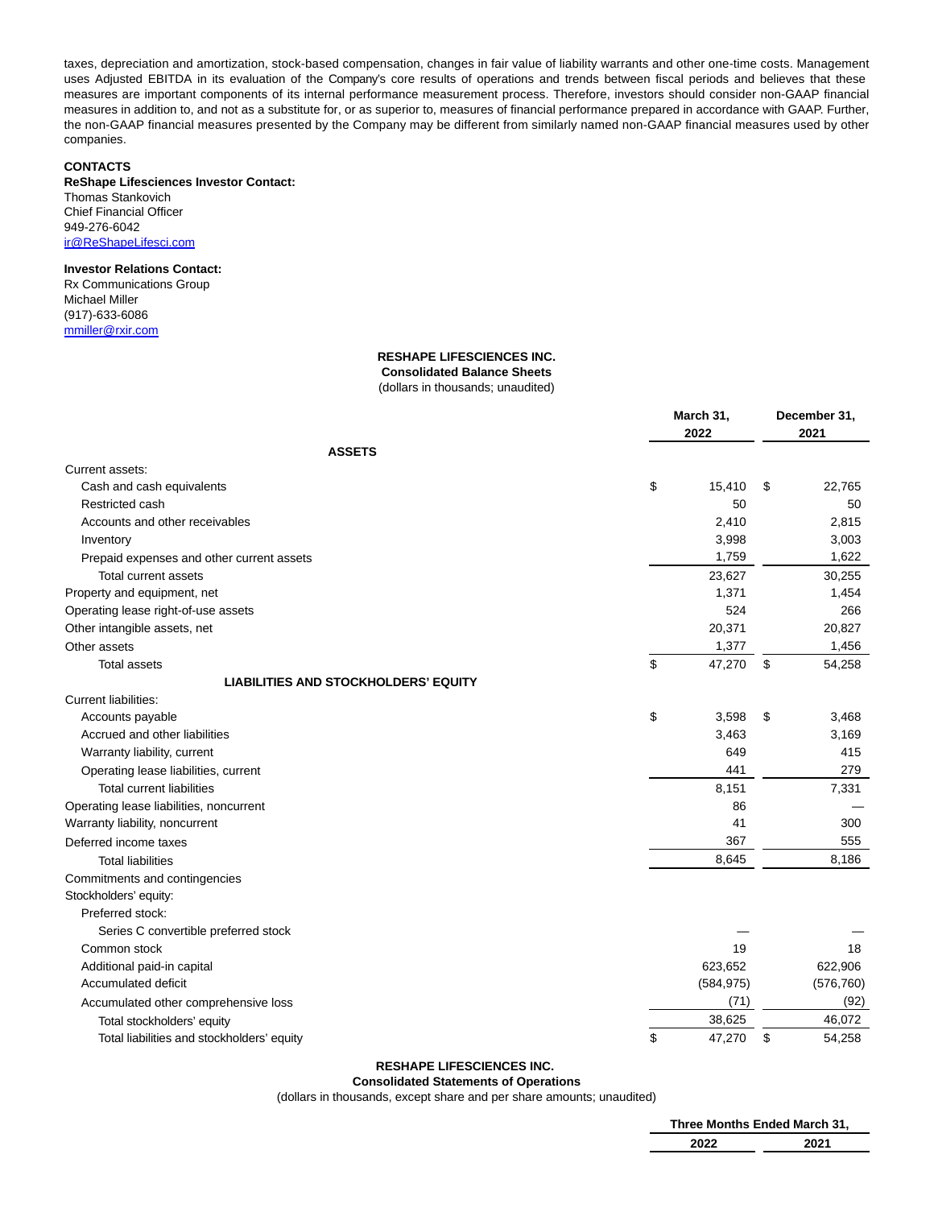taxes, depreciation and amortization, stock-based compensation, changes in fair value of liability warrants and other one-time costs. Management uses Adjusted EBITDA in its evaluation of the Company's core results of operations and trends between fiscal periods and believes that these measures are important components of its internal performance measurement process. Therefore, investors should consider non-GAAP financial measures in addition to, and not as a substitute for, or as superior to, measures of financial performance prepared in accordance with GAAP. Further, the non-GAAP financial measures presented by the Company may be different from similarly named non-GAAP financial measures used by other companies.

**CONTACTS**

**ReShape Lifesciences Investor Contact:**
Thomas Stankovich
Chief Financial Officer
949-276-6042
ir@ReShapeLifesci.com

**Investor Relations Contact:**
Rx Communications Group
Michael Miller
(917)-633-6086
mmiller@rxir.com

**RESHAPE LIFESCIENCES INC.**
**Consolidated Balance Sheets**
(dollars in thousands; unaudited)

| | March 31, 2022 | December 31, 2021 |
|---|---|---|
| **ASSETS** | | |
| Current assets: | | |
| Cash and cash equivalents | $ 15,410 | $ 22,765 |
| Restricted cash | 50 | 50 |
| Accounts and other receivables | 2,410 | 2,815 |
| Inventory | 3,998 | 3,003 |
| Prepaid expenses and other current assets | 1,759 | 1,622 |
| Total current assets | 23,627 | 30,255 |
| Property and equipment, net | 1,371 | 1,454 |
| Operating lease right-of-use assets | 524 | 266 |
| Other intangible assets, net | 20,371 | 20,827 |
| Other assets | 1,377 | 1,456 |
| Total assets | $ 47,270 | $ 54,258 |
| **LIABILITIES AND STOCKHOLDERS' EQUITY** | | |
| Current liabilities: | | |
| Accounts payable | $ 3,598 | $ 3,468 |
| Accrued and other liabilities | 3,463 | 3,169 |
| Warranty liability, current | 649 | 415 |
| Operating lease liabilities, current | 441 | 279 |
| Total current liabilities | 8,151 | 7,331 |
| Operating lease liabilities, noncurrent | 86 | — |
| Warranty liability, noncurrent | 41 | 300 |
| Deferred income taxes | 367 | 555 |
| Total liabilities | 8,645 | 8,186 |
| Commitments and contingencies | | |
| Stockholders' equity: | | |
| Preferred stock: | | |
| Series C convertible preferred stock | — | — |
| Common stock | 19 | 18 |
| Additional paid-in capital | 623,652 | 622,906 |
| Accumulated deficit | (584,975) | (576,760) |
| Accumulated other comprehensive loss | (71) | (92) |
| Total stockholders' equity | 38,625 | 46,072 |
| Total liabilities and stockholders' equity | $ 47,270 | $ 54,258 |

**RESHAPE LIFESCIENCES INC.**
**Consolidated Statements of Operations**
(dollars in thousands, except share and per share amounts; unaudited)

| | Three Months Ended March 31, | |
|---|---|---|
| | 2022 | 2021 |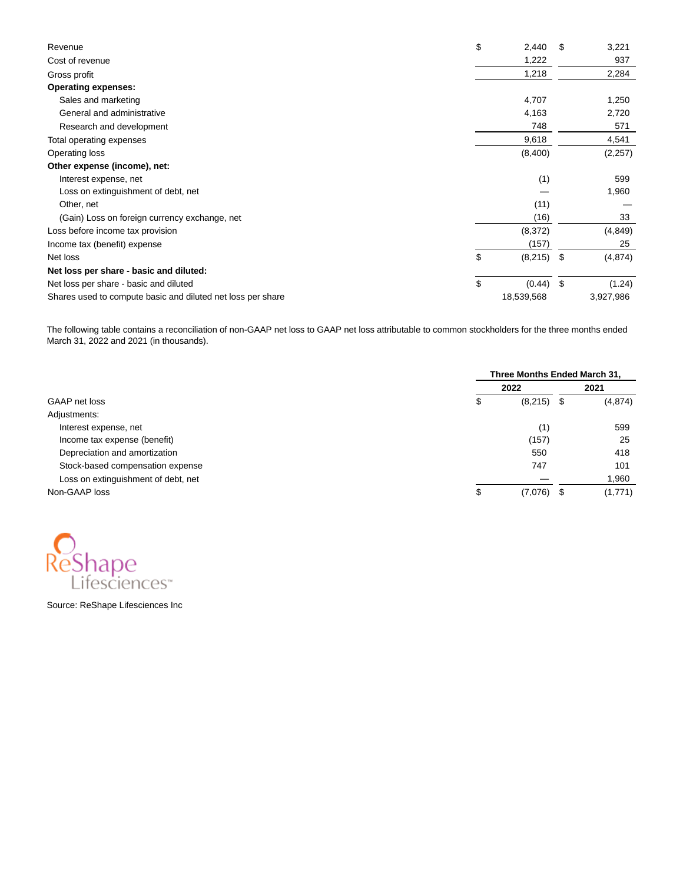| | | |
|---|---|---|
| Revenue | $ 2,440 | $ 3,221 |
| Cost of revenue | 1,222 | 937 |
| Gross profit | 1,218 | 2,284 |
| **Operating expenses:** | | |
| Sales and marketing | 4,707 | 1,250 |
| General and administrative | 4,163 | 2,720 |
| Research and development | 748 | 571 |
| Total operating expenses | 9,618 | 4,541 |
| Operating loss | (8,400) | (2,257) |
| **Other expense (income), net:** | | |
| Interest expense, net | (1) | 599 |
| Loss on extinguishment of debt, net | — | 1,960 |
| Other, net | (11) | — |
| (Gain) Loss on foreign currency exchange, net | (16) | 33 |
| Loss before income tax provision | (8,372) | (4,849) |
| Income tax (benefit) expense | (157) | 25 |
| Net loss | $ (8,215) | $ (4,874) |
| **Net loss per share - basic and diluted:** | | |
| Net loss per share - basic and diluted | $ (0.44) | $ (1.24) |
| Shares used to compute basic and diluted net loss per share | 18,539,568 | 3,927,986 |

The following table contains a reconciliation of non-GAAP net loss to GAAP net loss attributable to common stockholders for the three months ended March 31, 2022 and 2021 (in thousands).

| | Three Months Ended March 31, | |
|---|---|---|
| | 2022 | 2021 |
| GAAP net loss | $ (8,215) | $ (4,874) |
| Adjustments: | | |
| Interest expense, net | (1) | 599 |
| Income tax expense (benefit) | (157) | 25 |
| Depreciation and amortization | 550 | 418 |
| Stock-based compensation expense | 747 | 101 |
| Loss on extinguishment of debt, net | — | 1,960 |
| Non-GAAP loss | $ (7,076) | $ (1,771) |

ReShape Lifesciences™

Source: ReShape Lifesciences Inc